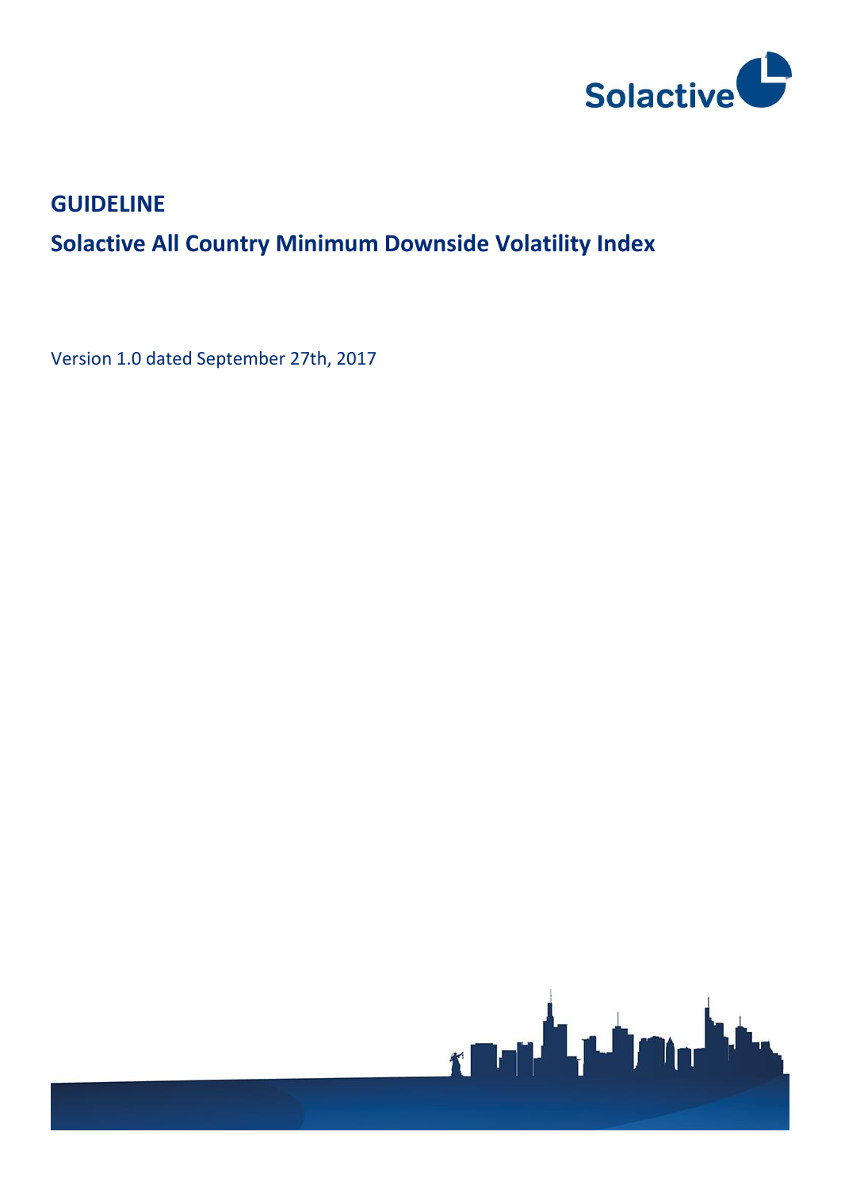Solactive

# GUIDELINE

## Solactive All Country Minimum Downside Volatility Index

Version 1.0 dated September 27th, 2017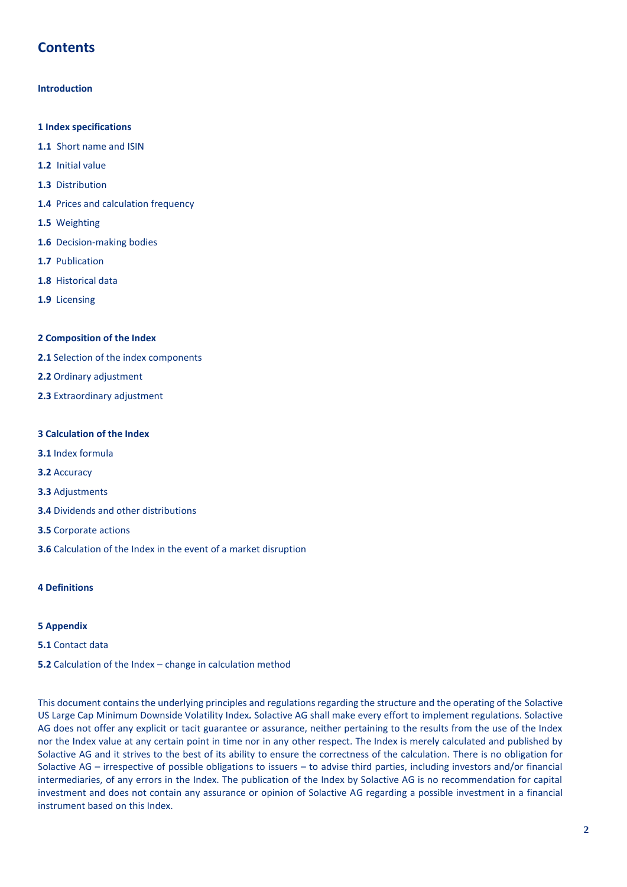# Contents

**Introduction**

**1 Index specifications**

**1.1** Short name and ISIN

**1.2** Initial value

**1.3** Distribution

**1.4** Prices and calculation frequency

**1.5** Weighting

**1.6** Decision-making bodies

**1.7** Publication

**1.8** Historical data

**1.9** Licensing

**2 Composition of the Index**

**2.1** Selection of the index components

**2.2** Ordinary adjustment

**2.3** Extraordinary adjustment

**3 Calculation of the Index**

**3.1** Index formula

**3.2** Accuracy

**3.3** Adjustments

**3.4** Dividends and other distributions

**3.5** Corporate actions

**3.6** Calculation of the Index in the event of a market disruption

**4 Definitions**

**5 Appendix**

**5.1** Contact data

**5.2** Calculation of the Index – change in calculation method

This document contains the underlying principles and regulations regarding the structure and the operating of the Solactive US Large Cap Minimum Downside Volatility Index**.** Solactive AG shall make every effort to implement regulations. Solactive AG does not offer any explicit or tacit guarantee or assurance, neither pertaining to the results from the use of the Index nor the Index value at any certain point in time nor in any other respect. The Index is merely calculated and published by Solactive AG and it strives to the best of its ability to ensure the correctness of the calculation. There is no obligation for Solactive AG – irrespective of possible obligations to issuers – to advise third parties, including investors and/or financial intermediaries, of any errors in the Index. The publication of the Index by Solactive AG is no recommendation for capital investment and does not contain any assurance or opinion of Solactive AG regarding a possible investment in a financial instrument based on this Index.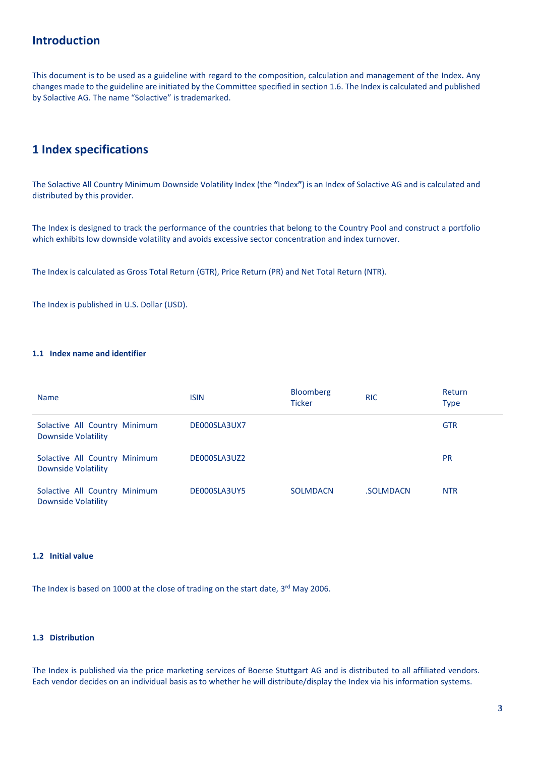# Introduction

This document is to be used as a guideline with regard to the composition, calculation and management of the Index**.** Any changes made to the guideline are initiated by the Committee specified in section 1.6. The Index is calculated and published by Solactive AG. The name "Solactive" is trademarked.

# 1 Index specifications

The Solactive All Country Minimum Downside Volatility Index (the **"**Index**"**) is an Index of Solactive AG and is calculated and distributed by this provider.

The Index is designed to track the performance of the countries that belong to the Country Pool and construct a portfolio which exhibits low downside volatility and avoids excessive sector concentration and index turnover.

The Index is calculated as Gross Total Return (GTR), Price Return (PR) and Net Total Return (NTR).

The Index is published in U.S. Dollar (USD).

### 1.1 Index name and identifier

| Name | ISIN | Bloomberg Ticker | RIC | Return Type |
|---|---|---|---|---|
| Solactive All Country Minimum Downside Volatility | DE000SLA3UX7 | | | GTR |
| Solactive All Country Minimum Downside Volatility | DE000SLA3UZ2 | | | PR |
| Solactive All Country Minimum Downside Volatility | DE000SLA3UY5 | SOLMDACN | .SOLMDACN | NTR |

### 1.2 Initial value

The Index is based on 1000 at the close of trading on the start date, 3rd May 2006.

### 1.3 Distribution

The Index is published via the price marketing services of Boerse Stuttgart AG and is distributed to all affiliated vendors. Each vendor decides on an individual basis as to whether he will distribute/display the Index via his information systems.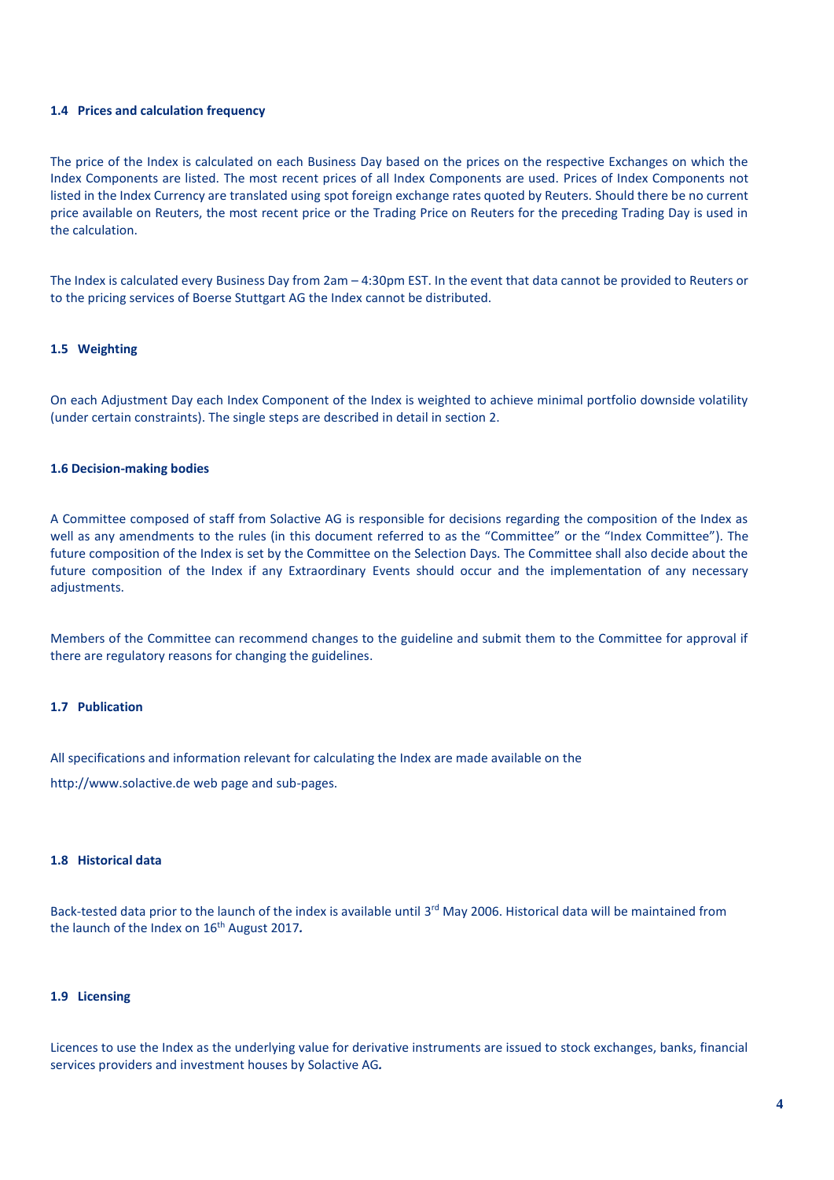### 1.4 Prices and calculation frequency

The price of the Index is calculated on each Business Day based on the prices on the respective Exchanges on which the Index Components are listed. The most recent prices of all Index Components are used. Prices of Index Components not listed in the Index Currency are translated using spot foreign exchange rates quoted by Reuters. Should there be no current price available on Reuters, the most recent price or the Trading Price on Reuters for the preceding Trading Day is used in the calculation.

The Index is calculated every Business Day from 2am – 4:30pm EST. In the event that data cannot be provided to Reuters or to the pricing services of Boerse Stuttgart AG the Index cannot be distributed.

### 1.5 Weighting

On each Adjustment Day each Index Component of the Index is weighted to achieve minimal portfolio downside volatility (under certain constraints). The single steps are described in detail in section 2.

### 1.6 Decision-making bodies

A Committee composed of staff from Solactive AG is responsible for decisions regarding the composition of the Index as well as any amendments to the rules (in this document referred to as the "Committee" or the "Index Committee"). The future composition of the Index is set by the Committee on the Selection Days. The Committee shall also decide about the future composition of the Index if any Extraordinary Events should occur and the implementation of any necessary adjustments.

Members of the Committee can recommend changes to the guideline and submit them to the Committee for approval if there are regulatory reasons for changing the guidelines.

### 1.7 Publication

All specifications and information relevant for calculating the Index are made available on the

http://www.solactive.de web page and sub-pages.

### 1.8 Historical data

Back-tested data prior to the launch of the index is available until 3rd May 2006. Historical data will be maintained from the launch of the Index on 16th August 2017.

### 1.9 Licensing

Licences to use the Index as the underlying value for derivative instruments are issued to stock exchanges, banks, financial services providers and investment houses by Solactive AG.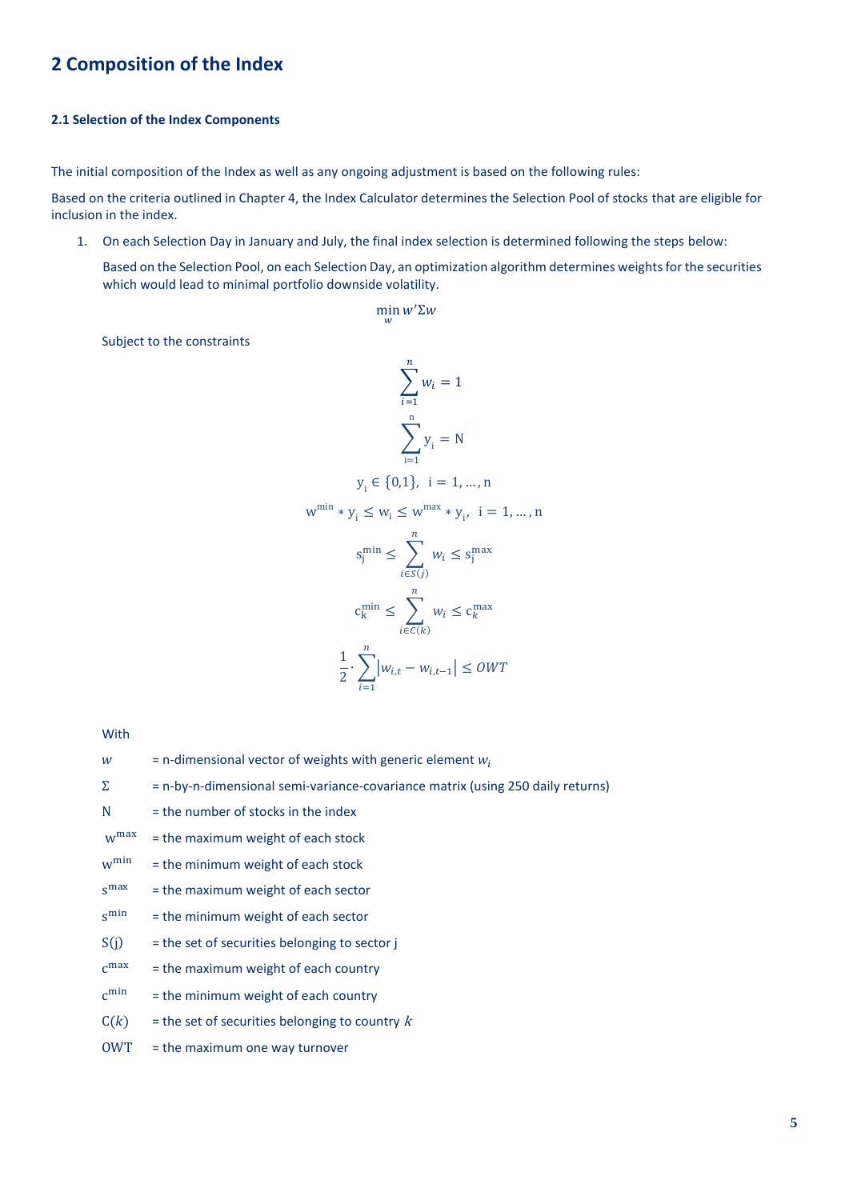## 2 Composition of the Index

### 2.1 Selection of the Index Components

The initial composition of the Index as well as any ongoing adjustment is based on the following rules:

Based on the criteria outlined in Chapter 4, the Index Calculator determines the Selection Pool of stocks that are eligible for inclusion in the index.

1. On each Selection Day in January and July, the final index selection is determined following the steps below:

   Based on the Selection Pool, on each Selection Day, an optimization algorithm determines weights for the securities which would lead to minimal portfolio downside volatility.

$$\min_{w} w'\Sigma w$$

Subject to the constraints

$$\sum_{i=1}^{n} w_i = 1$$

$$\sum_{i=1}^{n} y_i = N$$

$$y_i \in \{0,1\}, \ \ i = 1, \ldots, n$$

$$w^{min} * y_i \leq w_i \leq w^{max} * y_i, \ \ i = 1, \ldots, n$$

$$s_j^{min} \leq \sum_{i \in S(j)}^{n} w_i \leq s_j^{max}$$

$$c_k^{min} \leq \sum_{i \in C(k)}^{n} w_i \leq c_k^{max}$$

$$\frac{1}{2} \cdot \sum_{i=1}^{n} \left| w_{i,t} - w_{i,t-1} \right| \leq OWT$$

With

$w$ = n-dimensional vector of weights with generic element $w_i$

$\Sigma$ = n-by-n-dimensional semi-variance-covariance matrix (using 250 daily returns)

$N$ = the number of stocks in the index

$w^{max}$ = the maximum weight of each stock

$w^{min}$ = the minimum weight of each stock

$s^{max}$ = the maximum weight of each sector

$s^{min}$ = the minimum weight of each sector

$S(j)$ = the set of securities belonging to sector j

$c^{max}$ = the maximum weight of each country

$c^{min}$ = the minimum weight of each country

$C(k)$ = the set of securities belonging to country $k$

$OWT$ = the maximum one way turnover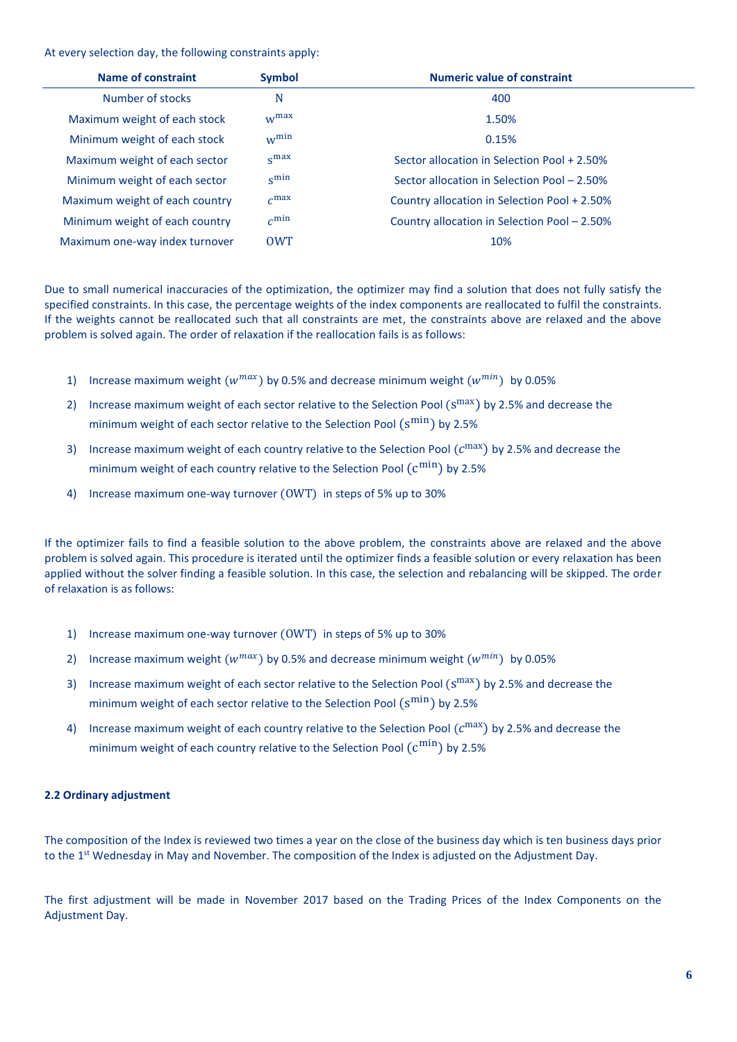At every selection day, the following constraints apply:

| Name of constraint | Symbol | Numeric value of constraint |
|---|---|---|
| Number of stocks | N | 400 |
| Maximum weight of each stock | $w^{max}$ | 1.50% |
| Minimum weight of each stock | $w^{min}$ | 0.15% |
| Maximum weight of each sector | $s^{max}$ | Sector allocation in Selection Pool + 2.50% |
| Minimum weight of each sector | $s^{min}$ | Sector allocation in Selection Pool – 2.50% |
| Maximum weight of each country | $c^{max}$ | Country allocation in Selection Pool + 2.50% |
| Minimum weight of each country | $c^{min}$ | Country allocation in Selection Pool – 2.50% |
| Maximum one-way index turnover | OWT | 10% |

Due to small numerical inaccuracies of the optimization, the optimizer may find a solution that does not fully satisfy the specified constraints. In this case, the percentage weights of the index components are reallocated to fulfil the constraints. If the weights cannot be reallocated such that all constraints are met, the constraints above are relaxed and the above problem is solved again. The order of relaxation if the reallocation fails is as follows:

1) Increase maximum weight ($w^{max}$) by 0.5% and decrease minimum weight ($w^{min}$) by 0.05%
2) Increase maximum weight of each sector relative to the Selection Pool ($s^{max}$) by 2.5% and decrease the minimum weight of each sector relative to the Selection Pool ($s^{min}$) by 2.5%
3) Increase maximum weight of each country relative to the Selection Pool ($c^{max}$) by 2.5% and decrease the minimum weight of each country relative to the Selection Pool ($c^{min}$) by 2.5%
4) Increase maximum one-way turnover (OWT) in steps of 5% up to 30%

If the optimizer fails to find a feasible solution to the above problem, the constraints above are relaxed and the above problem is solved again. This procedure is iterated until the optimizer finds a feasible solution or every relaxation has been applied without the solver finding a feasible solution. In this case, the selection and rebalancing will be skipped. The order of relaxation is as follows:

1) Increase maximum one-way turnover (OWT) in steps of 5% up to 30%
2) Increase maximum weight ($w^{max}$) by 0.5% and decrease minimum weight ($w^{min}$) by 0.05%
3) Increase maximum weight of each sector relative to the Selection Pool ($s^{max}$) by 2.5% and decrease the minimum weight of each sector relative to the Selection Pool ($s^{min}$) by 2.5%
4) Increase maximum weight of each country relative to the Selection Pool ($c^{max}$) by 2.5% and decrease the minimum weight of each country relative to the Selection Pool ($c^{min}$) by 2.5%

### 2.2 Ordinary adjustment

The composition of the Index is reviewed two times a year on the close of the business day which is ten business days prior to the 1st Wednesday in May and November. The composition of the Index is adjusted on the Adjustment Day.

The first adjustment will be made in November 2017 based on the Trading Prices of the Index Components on the Adjustment Day.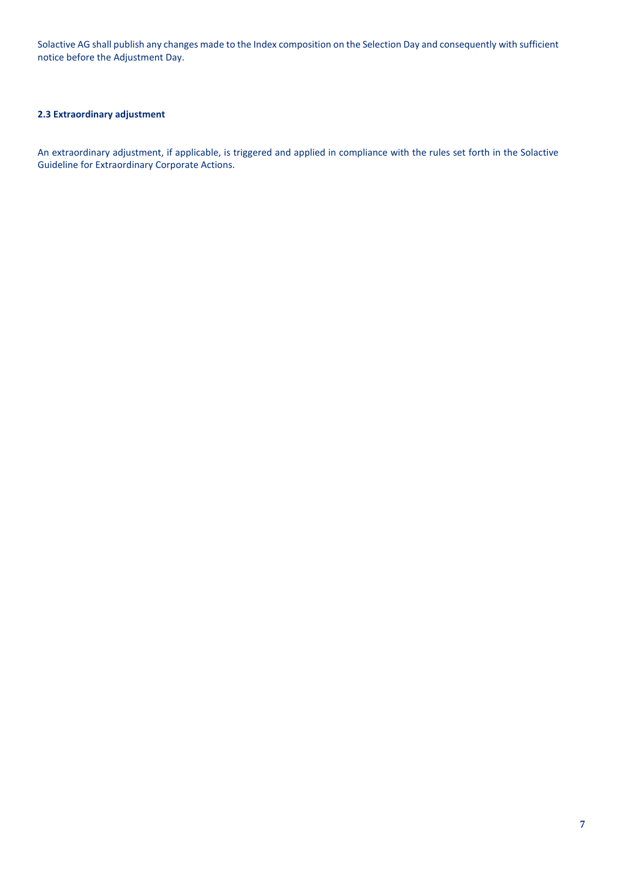Solactive AG shall publish any changes made to the Index composition on the Selection Day and consequently with sufficient notice before the Adjustment Day.

### 2.3 Extraordinary adjustment

An extraordinary adjustment, if applicable, is triggered and applied in compliance with the rules set forth in the Solactive Guideline for Extraordinary Corporate Actions.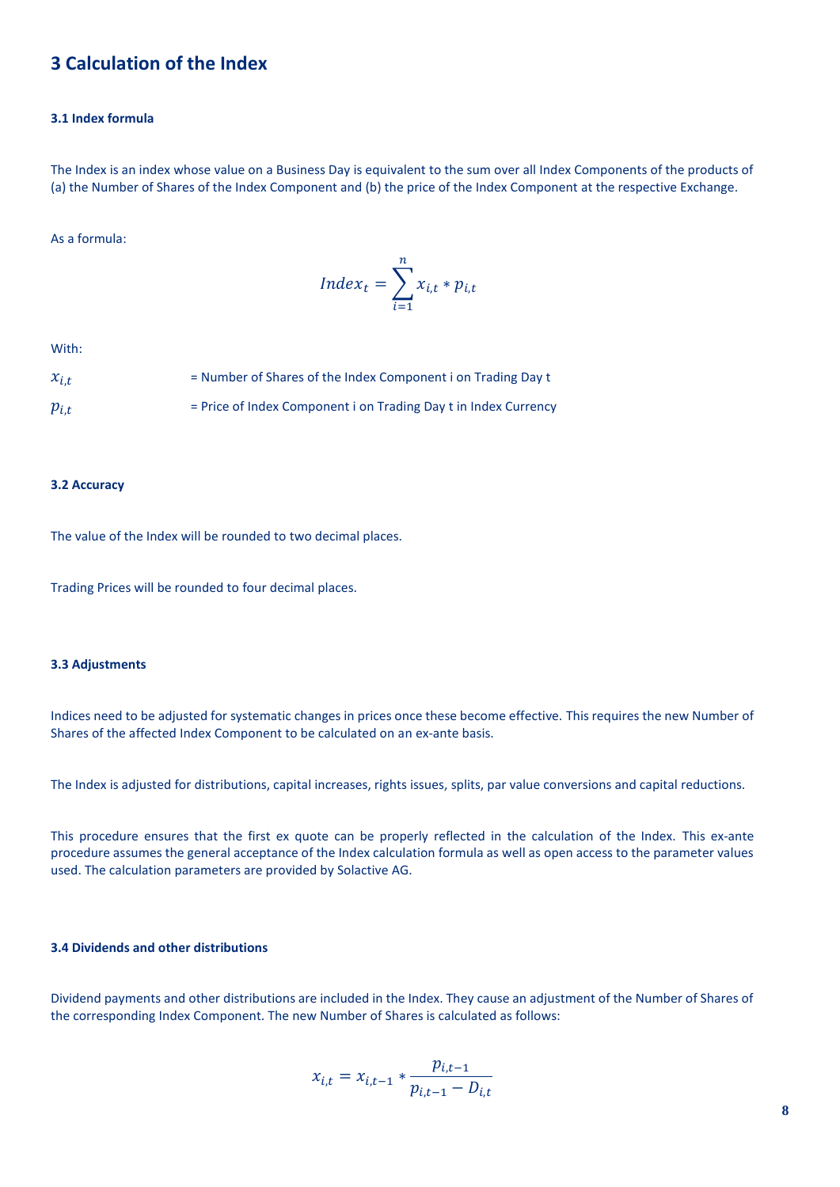## 3 Calculation of the Index

### 3.1 Index formula

The Index is an index whose value on a Business Day is equivalent to the sum over all Index Components of the products of (a) the Number of Shares of the Index Component and (b) the price of the Index Component at the respective Exchange.

As a formula:

$$Index_t = \sum_{i=1}^{n} x_{i,t} * p_{i,t}$$

With:

$x_{i,t}$ = Number of Shares of the Index Component i on Trading Day t

$p_{i,t}$ = Price of Index Component i on Trading Day t in Index Currency

### 3.2 Accuracy

The value of the Index will be rounded to two decimal places.

Trading Prices will be rounded to four decimal places.

### 3.3 Adjustments

Indices need to be adjusted for systematic changes in prices once these become effective. This requires the new Number of Shares of the affected Index Component to be calculated on an ex-ante basis.

The Index is adjusted for distributions, capital increases, rights issues, splits, par value conversions and capital reductions.

This procedure ensures that the first ex quote can be properly reflected in the calculation of the Index. This ex-ante procedure assumes the general acceptance of the Index calculation formula as well as open access to the parameter values used. The calculation parameters are provided by Solactive AG.

### 3.4 Dividends and other distributions

Dividend payments and other distributions are included in the Index. They cause an adjustment of the Number of Shares of the corresponding Index Component. The new Number of Shares is calculated as follows:

$$x_{i,t} = x_{i,t-1} * \frac{p_{i,t-1}}{p_{i,t-1} - D_{i,t}}$$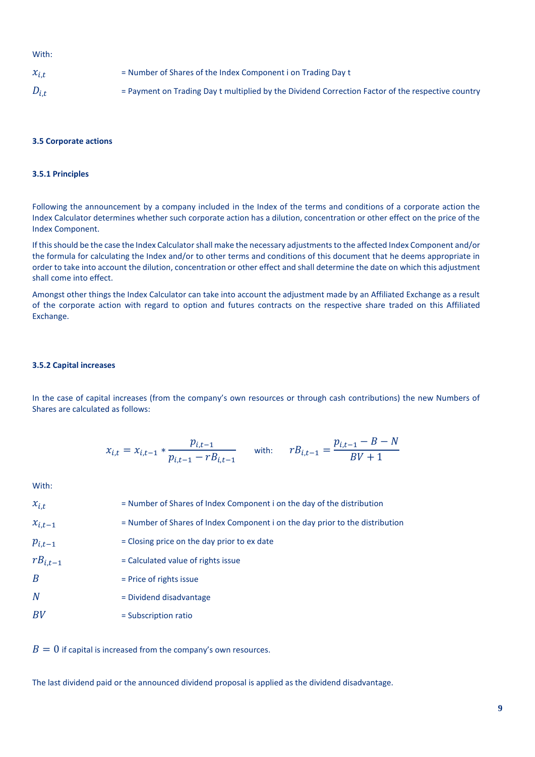With:

| | |
|---|---|
| $x_{i,t}$ | = Number of Shares of the Index Component i on Trading Day t |
| $D_{i,t}$ | = Payment on Trading Day t multiplied by the Dividend Correction Factor of the respective country |

### 3.5 Corporate actions

#### 3.5.1 Principles

Following the announcement by a company included in the Index of the terms and conditions of a corporate action the Index Calculator determines whether such corporate action has a dilution, concentration or other effect on the price of the Index Component.

If this should be the case the Index Calculator shall make the necessary adjustments to the affected Index Component and/or the formula for calculating the Index and/or to other terms and conditions of this document that he deems appropriate in order to take into account the dilution, concentration or other effect and shall determine the date on which this adjustment shall come into effect.

Amongst other things the Index Calculator can take into account the adjustment made by an Affiliated Exchange as a result of the corporate action with regard to option and futures contracts on the respective share traded on this Affiliated Exchange.

#### 3.5.2 Capital increases

In the case of capital increases (from the company's own resources or through cash contributions) the new Numbers of Shares are calculated as follows:

$$x_{i,t} = x_{i,t-1} * \frac{p_{i,t-1}}{p_{i,t-1} - rB_{i,t-1}} \qquad \text{with:} \qquad rB_{i,t-1} = \frac{p_{i,t-1} - B - N}{BV + 1}$$

With:

| | |
|---|---|
| $x_{i,t}$ | = Number of Shares of Index Component i on the day of the distribution |
| $x_{i,t-1}$ | = Number of Shares of Index Component i on the day prior to the distribution |
| $p_{i,t-1}$ | = Closing price on the day prior to ex date |
| $rB_{i,t-1}$ | = Calculated value of rights issue |
| $B$ | = Price of rights issue |
| $N$ | = Dividend disadvantage |
| $BV$ | = Subscription ratio |

$B = 0$ if capital is increased from the company's own resources.

The last dividend paid or the announced dividend proposal is applied as the dividend disadvantage.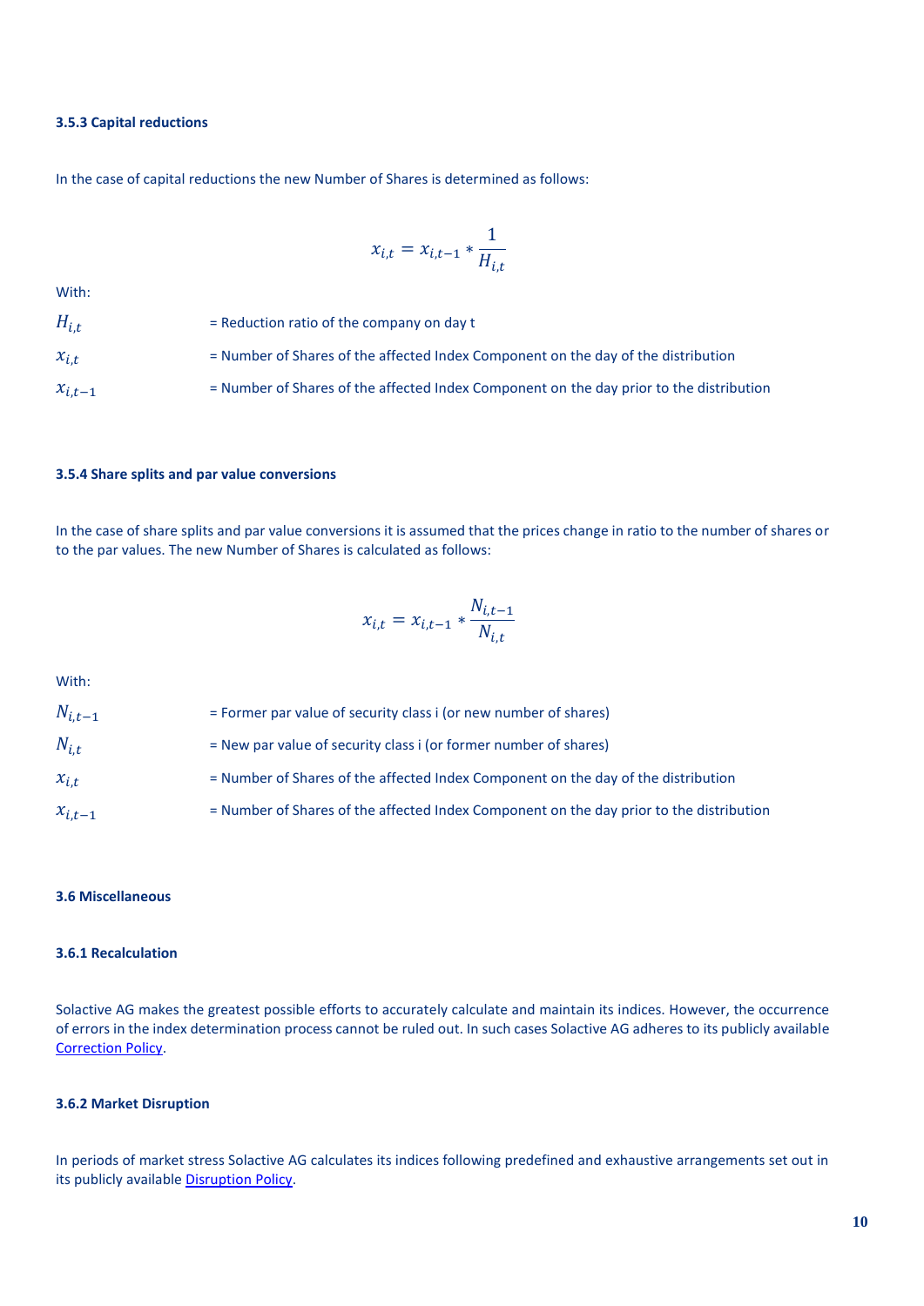#### 3.5.3 Capital reductions

In the case of capital reductions the new Number of Shares is determined as follows:

$$x_{i,t} = x_{i,t-1} * \frac{1}{H_{i,t}}$$

With:

| | |
|---|---|
| $H_{i,t}$ | = Reduction ratio of the company on day t |
| $x_{i,t}$ | = Number of Shares of the affected Index Component on the day of the distribution |
| $x_{i,t-1}$ | = Number of Shares of the affected Index Component on the day prior to the distribution |

#### 3.5.4 Share splits and par value conversions

In the case of share splits and par value conversions it is assumed that the prices change in ratio to the number of shares or to the par values. The new Number of Shares is calculated as follows:

$$x_{i,t} = x_{i,t-1} * \frac{N_{i,t-1}}{N_{i,t}}$$

With:

| | |
|---|---|
| $N_{i,t-1}$ | = Former par value of security class i (or new number of shares) |
| $N_{i,t}$ | = New par value of security class i (or former number of shares) |
| $x_{i,t}$ | = Number of Shares of the affected Index Component on the day of the distribution |
| $x_{i,t-1}$ | = Number of Shares of the affected Index Component on the day prior to the distribution |

### 3.6 Miscellaneous

#### 3.6.1 Recalculation

Solactive AG makes the greatest possible efforts to accurately calculate and maintain its indices. However, the occurrence of errors in the index determination process cannot be ruled out. In such cases Solactive AG adheres to its publicly available Correction Policy.

#### 3.6.2 Market Disruption

In periods of market stress Solactive AG calculates its indices following predefined and exhaustive arrangements set out in its publicly available Disruption Policy.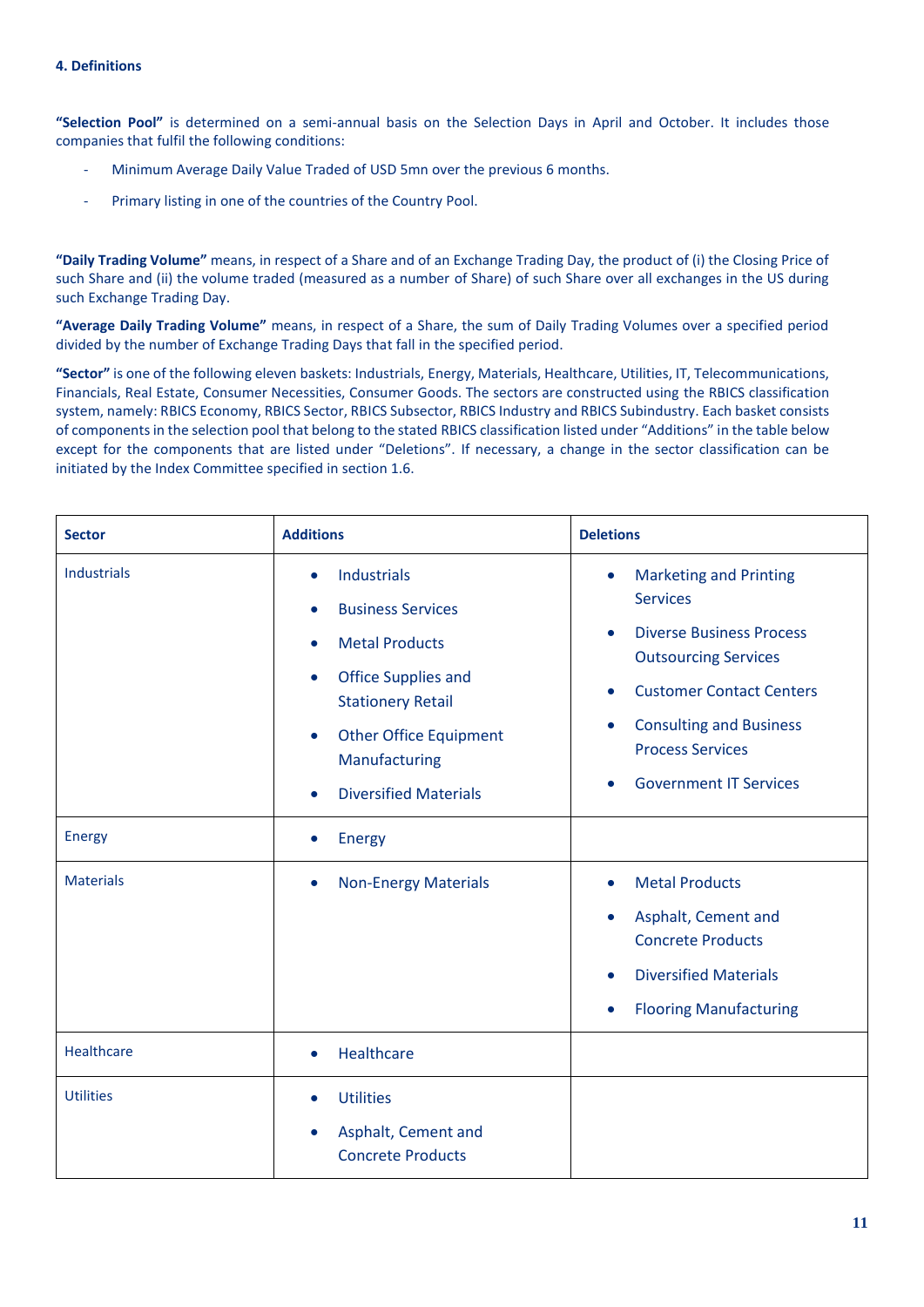#### 4. Definitions

**"Selection Pool"** is determined on a semi-annual basis on the Selection Days in April and October. It includes those companies that fulfil the following conditions:

- Minimum Average Daily Value Traded of USD 5mn over the previous 6 months.
- Primary listing in one of the countries of the Country Pool.

**"Daily Trading Volume"** means, in respect of a Share and of an Exchange Trading Day, the product of (i) the Closing Price of such Share and (ii) the volume traded (measured as a number of Share) of such Share over all exchanges in the US during such Exchange Trading Day.

**"Average Daily Trading Volume"** means, in respect of a Share, the sum of Daily Trading Volumes over a specified period divided by the number of Exchange Trading Days that fall in the specified period.

**"Sector"** is one of the following eleven baskets: Industrials, Energy, Materials, Healthcare, Utilities, IT, Telecommunications, Financials, Real Estate, Consumer Necessities, Consumer Goods. The sectors are constructed using the RBICS classification system, namely: RBICS Economy, RBICS Sector, RBICS Subsector, RBICS Industry and RBICS Subindustry. Each basket consists of components in the selection pool that belong to the stated RBICS classification listed under "Additions" in the table below except for the components that are listed under "Deletions". If necessary, a change in the sector classification can be initiated by the Index Committee specified in section 1.6.

| Sector | Additions | Deletions |
|---|---|---|
| Industrials | • Industrials<br>• Business Services<br>• Metal Products<br>• Office Supplies and Stationery Retail<br>• Other Office Equipment Manufacturing<br>• Diversified Materials | • Marketing and Printing Services<br>• Diverse Business Process Outsourcing Services<br>• Customer Contact Centers<br>• Consulting and Business Process Services<br>• Government IT Services |
| Energy | • Energy | |
| Materials | • Non-Energy Materials | • Metal Products<br>• Asphalt, Cement and Concrete Products<br>• Diversified Materials<br>• Flooring Manufacturing |
| Healthcare | • Healthcare | |
| Utilities | • Utilities<br>• Asphalt, Cement and Concrete Products | |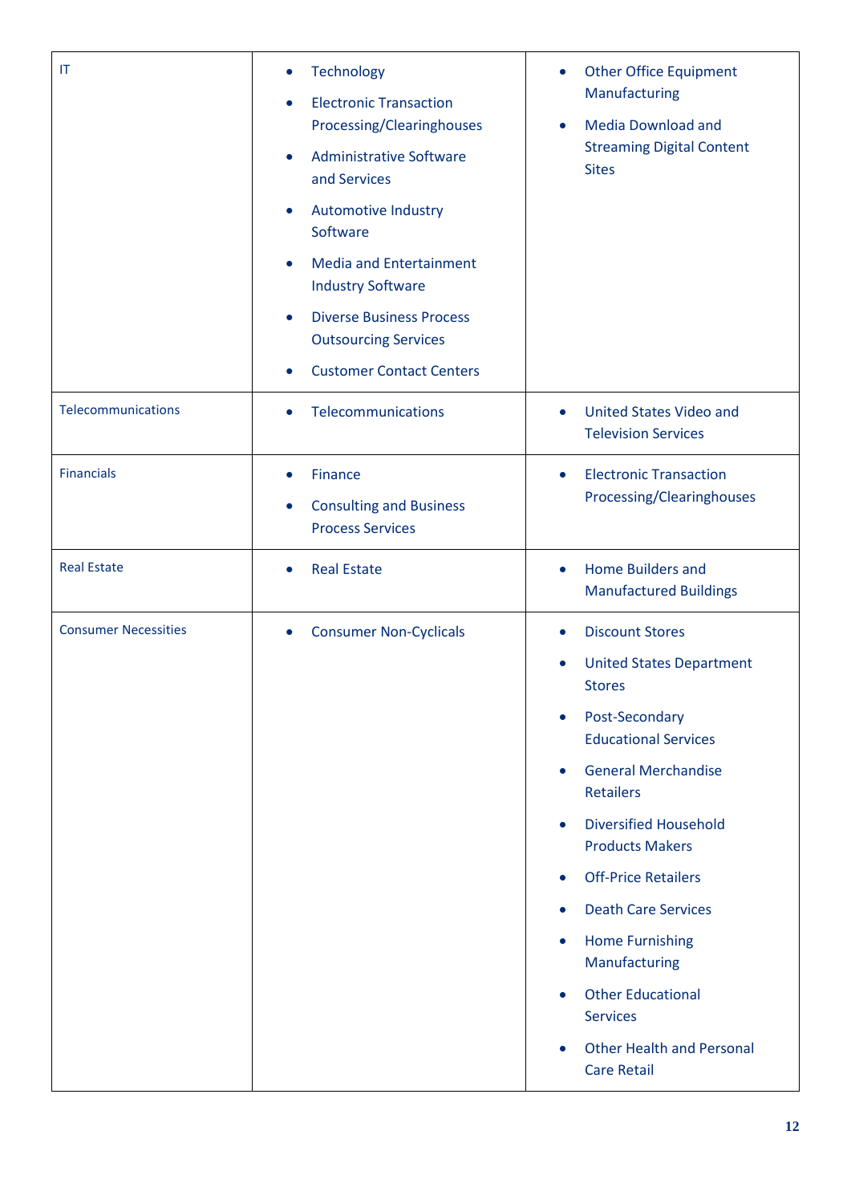| | | |
|---|---|---|
| IT | • Technology<br>• Electronic Transaction Processing/Clearinghouses<br>• Administrative Software and Services<br>• Automotive Industry Software<br>• Media and Entertainment Industry Software<br>• Diverse Business Process Outsourcing Services<br>• Customer Contact Centers | • Other Office Equipment Manufacturing<br>• Media Download and Streaming Digital Content Sites |
| Telecommunications | • Telecommunications | • United States Video and Television Services |
| Financials | • Finance<br>• Consulting and Business Process Services | • Electronic Transaction Processing/Clearinghouses |
| Real Estate | • Real Estate | • Home Builders and Manufactured Buildings |
| Consumer Necessities | • Consumer Non-Cyclicals | • Discount Stores<br>• United States Department Stores<br>• Post-Secondary Educational Services<br>• General Merchandise Retailers<br>• Diversified Household Products Makers<br>• Off-Price Retailers<br>• Death Care Services<br>• Home Furnishing Manufacturing<br>• Other Educational Services<br>• Other Health and Personal Care Retail |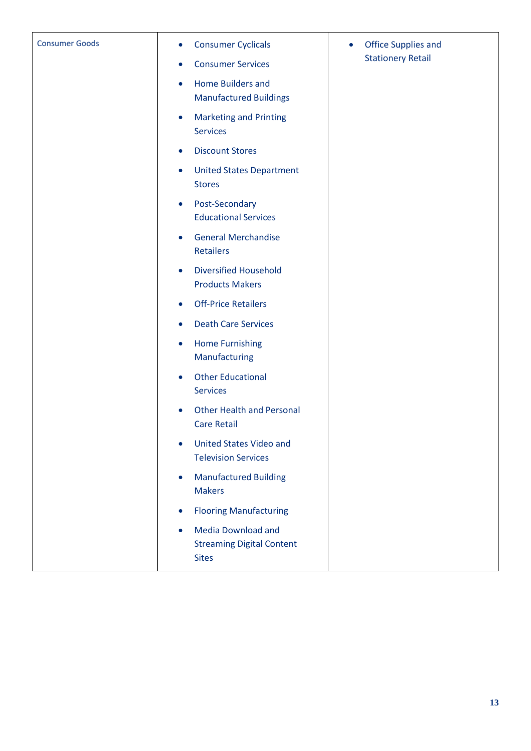| Consumer Goods | • Consumer Cyclicals<br>• Consumer Services<br>• Home Builders and Manufactured Buildings<br>• Marketing and Printing Services<br>• Discount Stores<br>• United States Department Stores<br>• Post-Secondary Educational Services<br>• General Merchandise Retailers<br>• Diversified Household Products Makers<br>• Off-Price Retailers<br>• Death Care Services<br>• Home Furnishing Manufacturing<br>• Other Educational Services<br>• Other Health and Personal Care Retail<br>• United States Video and Television Services<br>• Manufactured Building Makers<br>• Flooring Manufacturing<br>• Media Download and Streaming Digital Content Sites | • Office Supplies and Stationery Retail |
|---|---|---|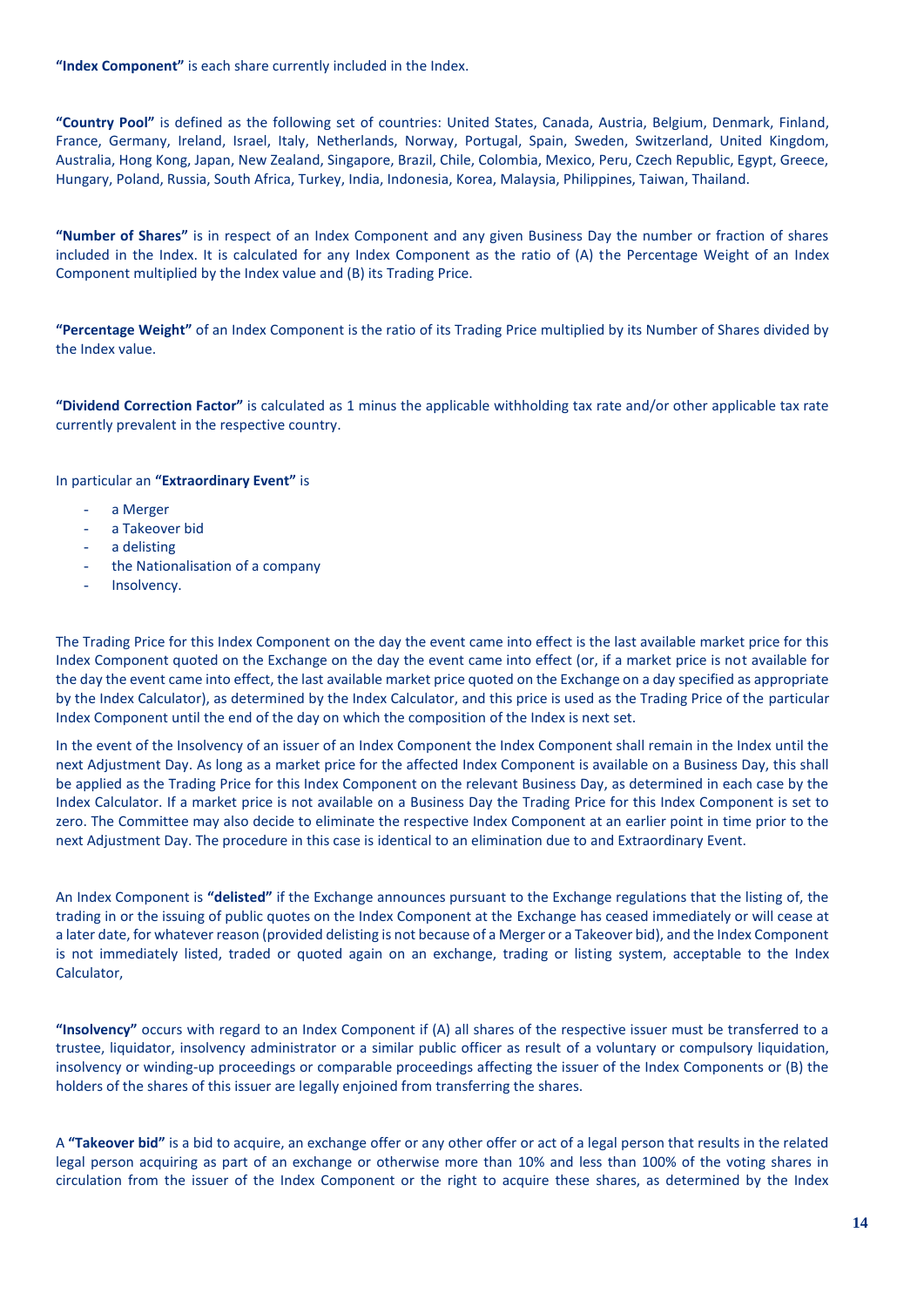**"Index Component"** is each share currently included in the Index.

**"Country Pool"** is defined as the following set of countries: United States, Canada, Austria, Belgium, Denmark, Finland, France, Germany, Ireland, Israel, Italy, Netherlands, Norway, Portugal, Spain, Sweden, Switzerland, United Kingdom, Australia, Hong Kong, Japan, New Zealand, Singapore, Brazil, Chile, Colombia, Mexico, Peru, Czech Republic, Egypt, Greece, Hungary, Poland, Russia, South Africa, Turkey, India, Indonesia, Korea, Malaysia, Philippines, Taiwan, Thailand.

**"Number of Shares"** is in respect of an Index Component and any given Business Day the number or fraction of shares included in the Index. It is calculated for any Index Component as the ratio of (A) the Percentage Weight of an Index Component multiplied by the Index value and (B) its Trading Price.

**"Percentage Weight"** of an Index Component is the ratio of its Trading Price multiplied by its Number of Shares divided by the Index value.

**"Dividend Correction Factor"** is calculated as 1 minus the applicable withholding tax rate and/or other applicable tax rate currently prevalent in the respective country.

In particular an **"Extraordinary Event"** is

- a Merger
- a Takeover bid
- a delisting
- the Nationalisation of a company
- Insolvency.

The Trading Price for this Index Component on the day the event came into effect is the last available market price for this Index Component quoted on the Exchange on the day the event came into effect (or, if a market price is not available for the day the event came into effect, the last available market price quoted on the Exchange on a day specified as appropriate by the Index Calculator), as determined by the Index Calculator, and this price is used as the Trading Price of the particular Index Component until the end of the day on which the composition of the Index is next set.

In the event of the Insolvency of an issuer of an Index Component the Index Component shall remain in the Index until the next Adjustment Day. As long as a market price for the affected Index Component is available on a Business Day, this shall be applied as the Trading Price for this Index Component on the relevant Business Day, as determined in each case by the Index Calculator. If a market price is not available on a Business Day the Trading Price for this Index Component is set to zero. The Committee may also decide to eliminate the respective Index Component at an earlier point in time prior to the next Adjustment Day. The procedure in this case is identical to an elimination due to and Extraordinary Event.

An Index Component is **"delisted"** if the Exchange announces pursuant to the Exchange regulations that the listing of, the trading in or the issuing of public quotes on the Index Component at the Exchange has ceased immediately or will cease at a later date, for whatever reason (provided delisting is not because of a Merger or a Takeover bid), and the Index Component is not immediately listed, traded or quoted again on an exchange, trading or listing system, acceptable to the Index Calculator,

**"Insolvency"** occurs with regard to an Index Component if (A) all shares of the respective issuer must be transferred to a trustee, liquidator, insolvency administrator or a similar public officer as result of a voluntary or compulsory liquidation, insolvency or winding-up proceedings or comparable proceedings affecting the issuer of the Index Components or (B) the holders of the shares of this issuer are legally enjoined from transferring the shares.

A **"Takeover bid"** is a bid to acquire, an exchange offer or any other offer or act of a legal person that results in the related legal person acquiring as part of an exchange or otherwise more than 10% and less than 100% of the voting shares in circulation from the issuer of the Index Component or the right to acquire these shares, as determined by the Index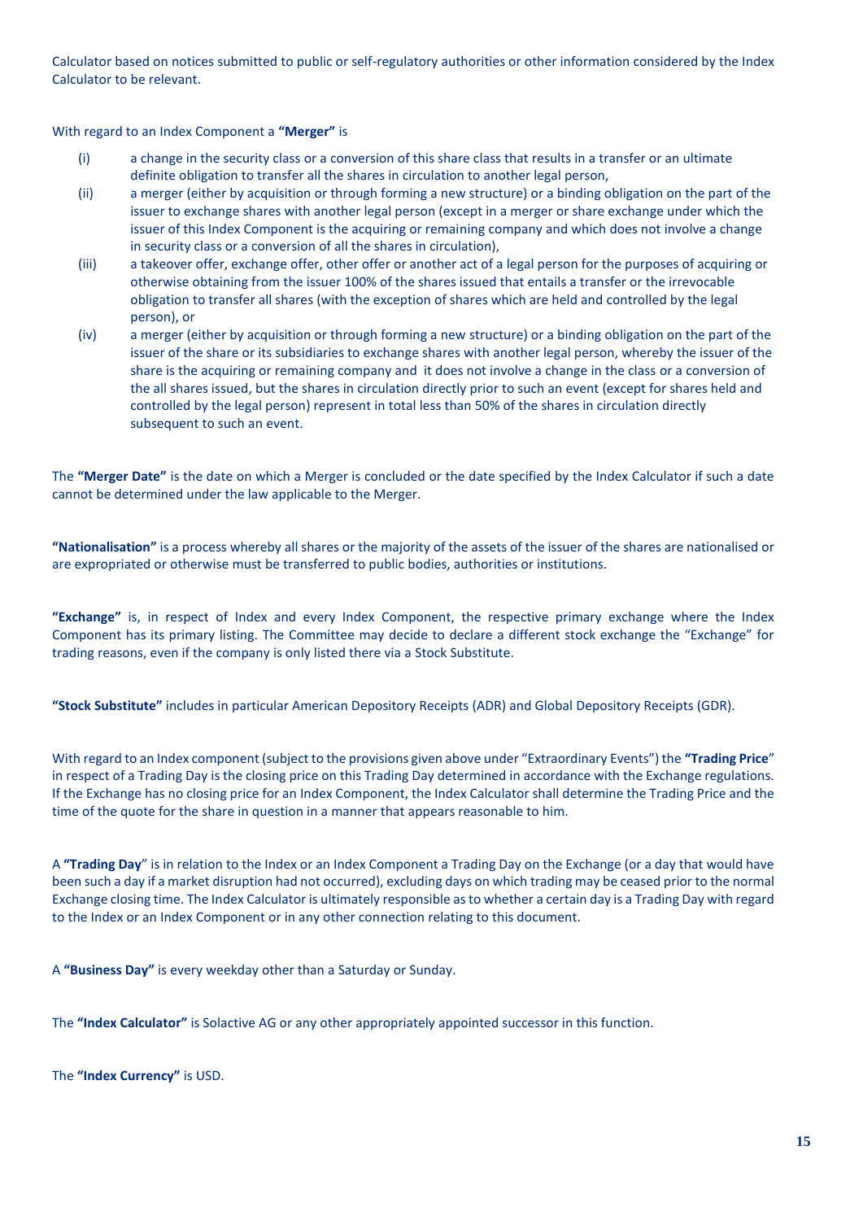Calculator based on notices submitted to public or self-regulatory authorities or other information considered by the Index Calculator to be relevant.

With regard to an Index Component a **"Merger"** is

(i) a change in the security class or a conversion of this share class that results in a transfer or an ultimate definite obligation to transfer all the shares in circulation to another legal person,

(ii) a merger (either by acquisition or through forming a new structure) or a binding obligation on the part of the issuer to exchange shares with another legal person (except in a merger or share exchange under which the issuer of this Index Component is the acquiring or remaining company and which does not involve a change in security class or a conversion of all the shares in circulation),

(iii) a takeover offer, exchange offer, other offer or another act of a legal person for the purposes of acquiring or otherwise obtaining from the issuer 100% of the shares issued that entails a transfer or the irrevocable obligation to transfer all shares (with the exception of shares which are held and controlled by the legal person), or

(iv) a merger (either by acquisition or through forming a new structure) or a binding obligation on the part of the issuer of the share or its subsidiaries to exchange shares with another legal person, whereby the issuer of the share is the acquiring or remaining company and it does not involve a change in the class or a conversion of the all shares issued, but the shares in circulation directly prior to such an event (except for shares held and controlled by the legal person) represent in total less than 50% of the shares in circulation directly subsequent to such an event.

The **"Merger Date"** is the date on which a Merger is concluded or the date specified by the Index Calculator if such a date cannot be determined under the law applicable to the Merger.

**"Nationalisation"** is a process whereby all shares or the majority of the assets of the issuer of the shares are nationalised or are expropriated or otherwise must be transferred to public bodies, authorities or institutions.

**"Exchange"** is, in respect of Index and every Index Component, the respective primary exchange where the Index Component has its primary listing. The Committee may decide to declare a different stock exchange the "Exchange" for trading reasons, even if the company is only listed there via a Stock Substitute.

**"Stock Substitute"** includes in particular American Depository Receipts (ADR) and Global Depository Receipts (GDR).

With regard to an Index component (subject to the provisions given above under "Extraordinary Events") the **"Trading Price"** in respect of a Trading Day is the closing price on this Trading Day determined in accordance with the Exchange regulations. If the Exchange has no closing price for an Index Component, the Index Calculator shall determine the Trading Price and the time of the quote for the share in question in a manner that appears reasonable to him.

A **"Trading Day"** is in relation to the Index or an Index Component a Trading Day on the Exchange (or a day that would have been such a day if a market disruption had not occurred), excluding days on which trading may be ceased prior to the normal Exchange closing time. The Index Calculator is ultimately responsible as to whether a certain day is a Trading Day with regard to the Index or an Index Component or in any other connection relating to this document.

A **"Business Day"** is every weekday other than a Saturday or Sunday.

The **"Index Calculator"** is Solactive AG or any other appropriately appointed successor in this function.

The **"Index Currency"** is USD.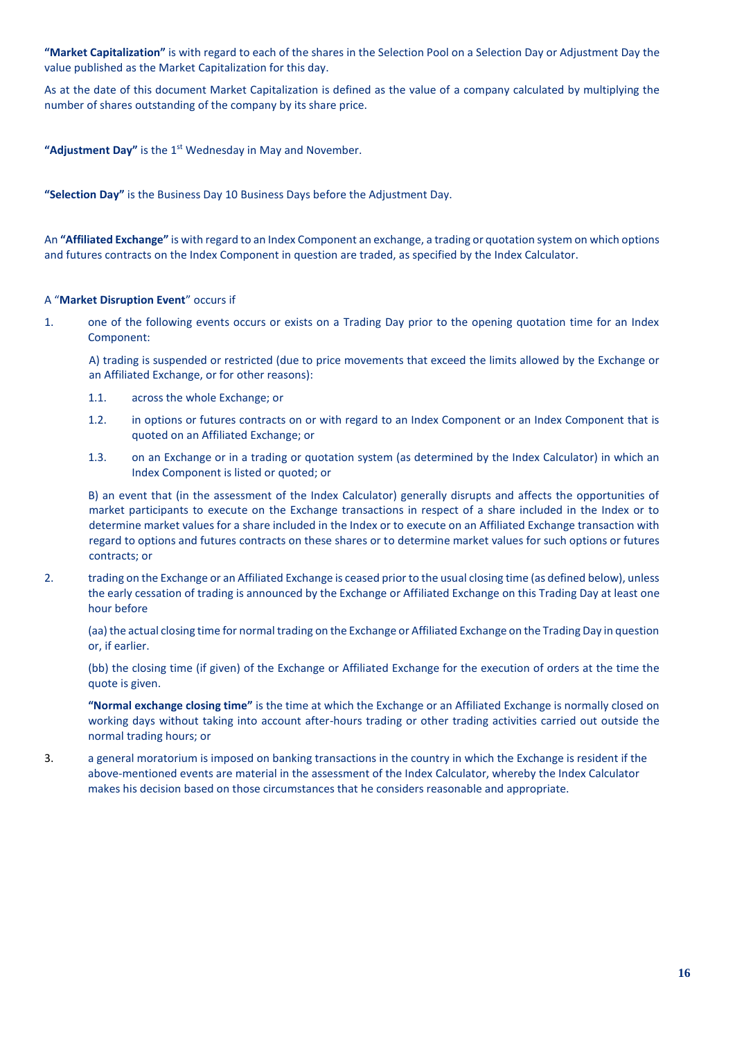**"Market Capitalization"** is with regard to each of the shares in the Selection Pool on a Selection Day or Adjustment Day the value published as the Market Capitalization for this day.

As at the date of this document Market Capitalization is defined as the value of a company calculated by multiplying the number of shares outstanding of the company by its share price.

**"Adjustment Day"** is the 1st Wednesday in May and November.

**"Selection Day"** is the Business Day 10 Business Days before the Adjustment Day.

An **"Affiliated Exchange"** is with regard to an Index Component an exchange, a trading or quotation system on which options and futures contracts on the Index Component in question are traded, as specified by the Index Calculator.

A "**Market Disruption Event**" occurs if

1. one of the following events occurs or exists on a Trading Day prior to the opening quotation time for an Index Component:

   A) trading is suspended or restricted (due to price movements that exceed the limits allowed by the Exchange or an Affiliated Exchange, or for other reasons):

   1.1. across the whole Exchange; or

   1.2. in options or futures contracts on or with regard to an Index Component or an Index Component that is quoted on an Affiliated Exchange; or

   1.3. on an Exchange or in a trading or quotation system (as determined by the Index Calculator) in which an Index Component is listed or quoted; or

   B) an event that (in the assessment of the Index Calculator) generally disrupts and affects the opportunities of market participants to execute on the Exchange transactions in respect of a share included in the Index or to determine market values for a share included in the Index or to execute on an Affiliated Exchange transaction with regard to options and futures contracts on these shares or to determine market values for such options or futures contracts; or

2. trading on the Exchange or an Affiliated Exchange is ceased prior to the usual closing time (as defined below), unless the early cessation of trading is announced by the Exchange or Affiliated Exchange on this Trading Day at least one hour before

   (aa) the actual closing time for normal trading on the Exchange or Affiliated Exchange on the Trading Day in question or, if earlier.

   (bb) the closing time (if given) of the Exchange or Affiliated Exchange for the execution of orders at the time the quote is given.

   **"Normal exchange closing time"** is the time at which the Exchange or an Affiliated Exchange is normally closed on working days without taking into account after-hours trading or other trading activities carried out outside the normal trading hours; or

3. a general moratorium is imposed on banking transactions in the country in which the Exchange is resident if the above-mentioned events are material in the assessment of the Index Calculator, whereby the Index Calculator makes his decision based on those circumstances that he considers reasonable and appropriate.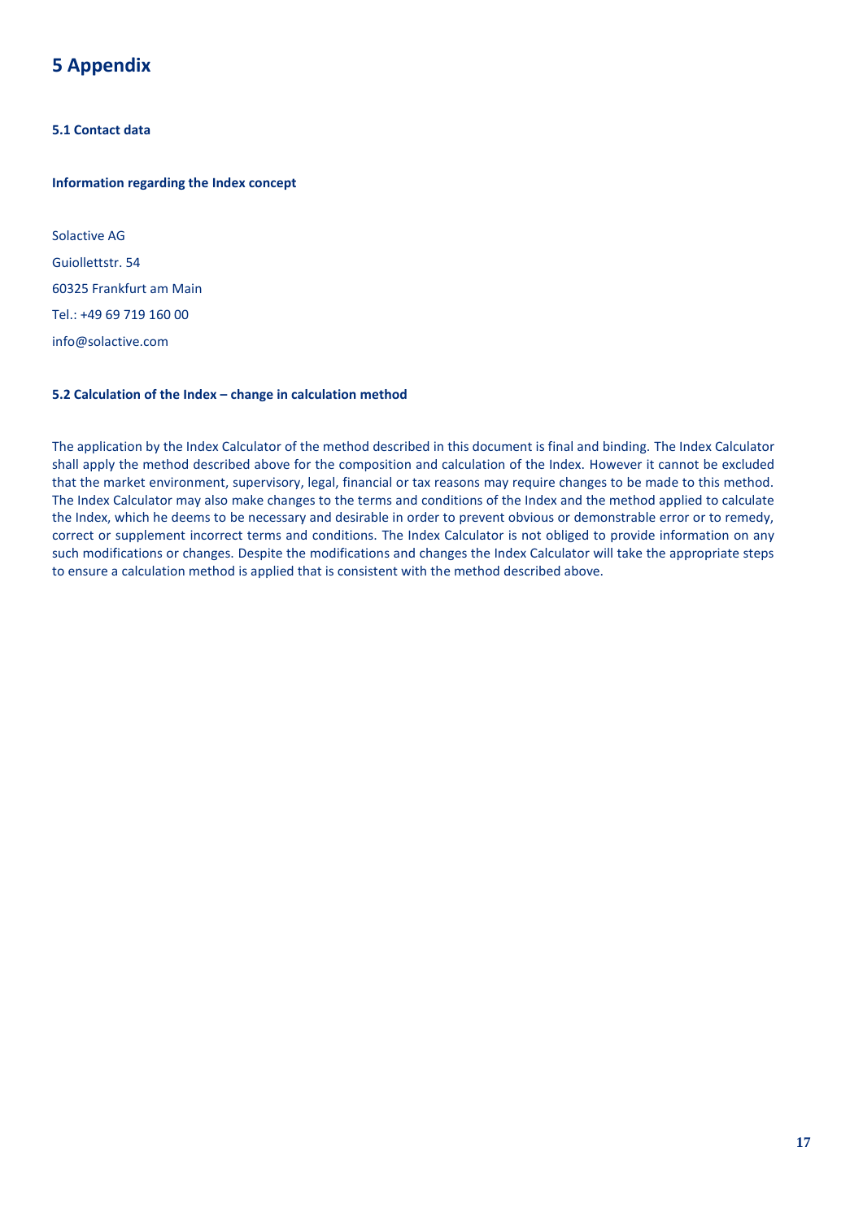# 5 Appendix

### 5.1 Contact data

**Information regarding the Index concept**

Solactive AG

Guiollettstr. 54

60325 Frankfurt am Main

Tel.: +49 69 719 160 00

info@solactive.com

### 5.2 Calculation of the Index – change in calculation method

The application by the Index Calculator of the method described in this document is final and binding. The Index Calculator shall apply the method described above for the composition and calculation of the Index. However it cannot be excluded that the market environment, supervisory, legal, financial or tax reasons may require changes to be made to this method. The Index Calculator may also make changes to the terms and conditions of the Index and the method applied to calculate the Index, which he deems to be necessary and desirable in order to prevent obvious or demonstrable error or to remedy, correct or supplement incorrect terms and conditions. The Index Calculator is not obliged to provide information on any such modifications or changes. Despite the modifications and changes the Index Calculator will take the appropriate steps to ensure a calculation method is applied that is consistent with the method described above.